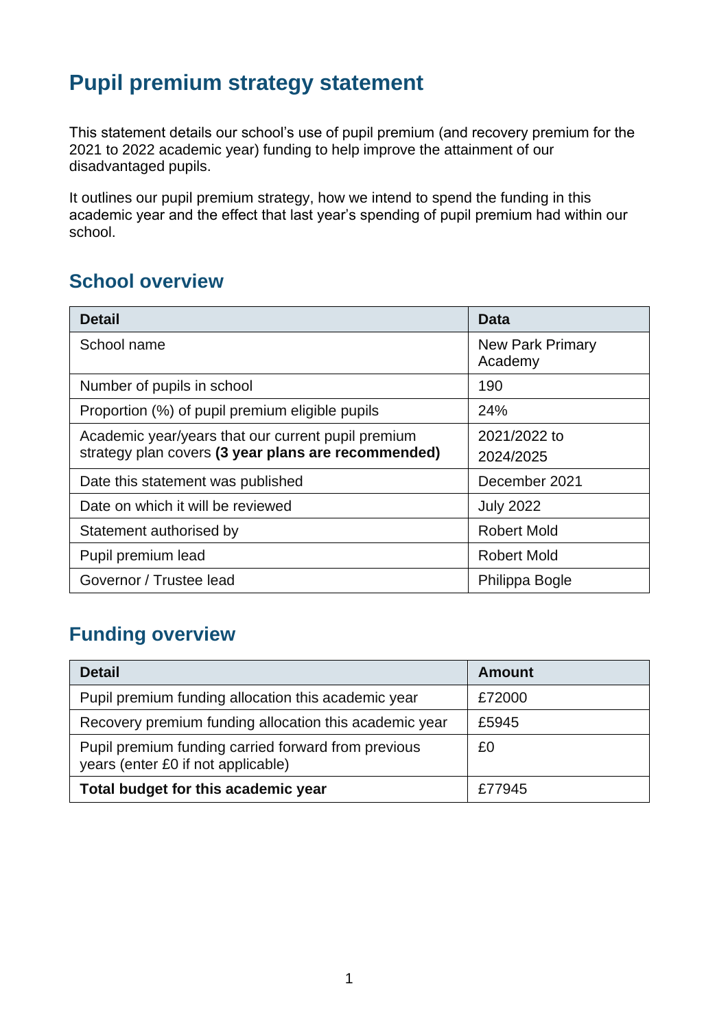# Pupil premium strategy statement

This statement details our school's use of pupil premium (and recovery premium for the 2021 to 2022 academic year) funding to help improve the attainment of our disadvantaged pupils.

It outlines our pupil premium strategy, how we intend to spend the funding in this academic year and the effect that last year's spending of pupil premium had within our school.

## School overview

| Detail | Data |
| --- | --- |
| School name | New Park Primary Academy |
| Number of pupils in school | 190 |
| Proportion (%) of pupil premium eligible pupils | 24% |
| Academic year/years that our current pupil premium strategy plan covers **(3 year plans are recommended)** | 2021/2022 to 2024/2025 |
| Date this statement was published | December 2021 |
| Date on which it will be reviewed | July 2022 |
| Statement authorised by | Robert Mold |
| Pupil premium lead | Robert Mold |
| Governor / Trustee lead | Philippa Bogle |

## Funding overview

| Detail | Amount |
| --- | --- |
| Pupil premium funding allocation this academic year | £72000 |
| Recovery premium funding allocation this academic year | £5945 |
| Pupil premium funding carried forward from previous years (enter £0 if not applicable) | £0 |
| **Total budget for this academic year** | £77945 |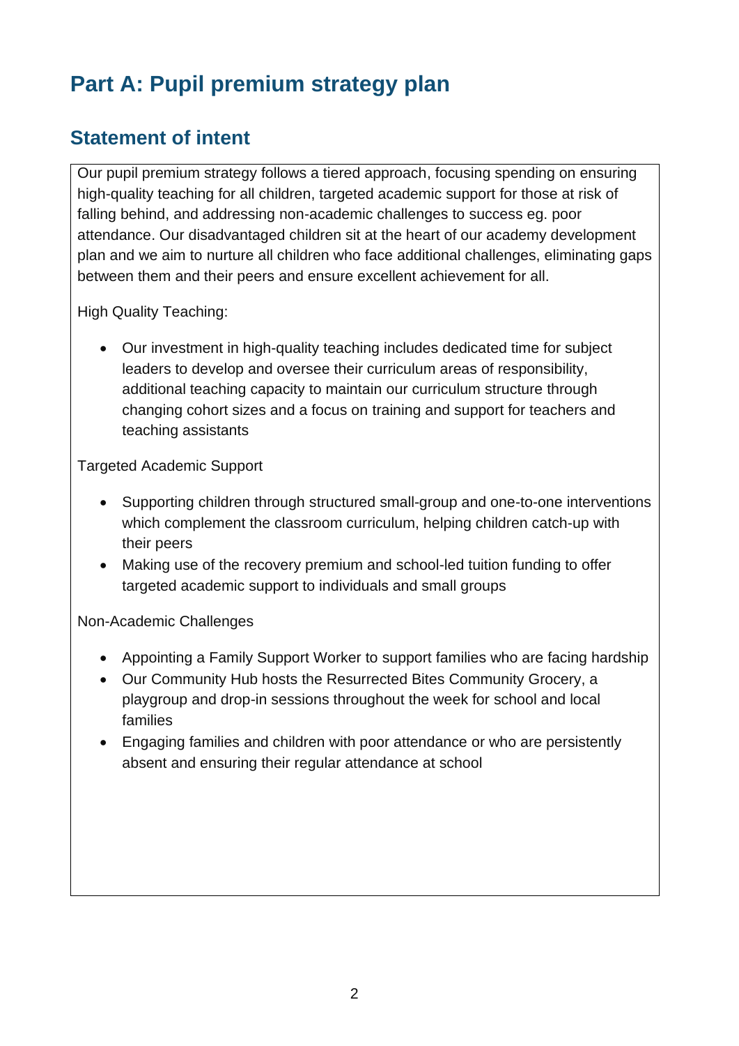# Part A: Pupil premium strategy plan

## Statement of intent

Our pupil premium strategy follows a tiered approach, focusing spending on ensuring high-quality teaching for all children, targeted academic support for those at risk of falling behind, and addressing non-academic challenges to success eg. poor attendance. Our disadvantaged children sit at the heart of our academy development plan and we aim to nurture all children who face additional challenges, eliminating gaps between them and their peers and ensure excellent achievement for all.

High Quality Teaching:

- Our investment in high-quality teaching includes dedicated time for subject leaders to develop and oversee their curriculum areas of responsibility, additional teaching capacity to maintain our curriculum structure through changing cohort sizes and a focus on training and support for teachers and teaching assistants

Targeted Academic Support

- Supporting children through structured small-group and one-to-one interventions which complement the classroom curriculum, helping children catch-up with their peers
- Making use of the recovery premium and school-led tuition funding to offer targeted academic support to individuals and small groups

Non-Academic Challenges

- Appointing a Family Support Worker to support families who are facing hardship
- Our Community Hub hosts the Resurrected Bites Community Grocery, a playgroup and drop-in sessions throughout the week for school and local families
- Engaging families and children with poor attendance or who are persistently absent and ensuring their regular attendance at school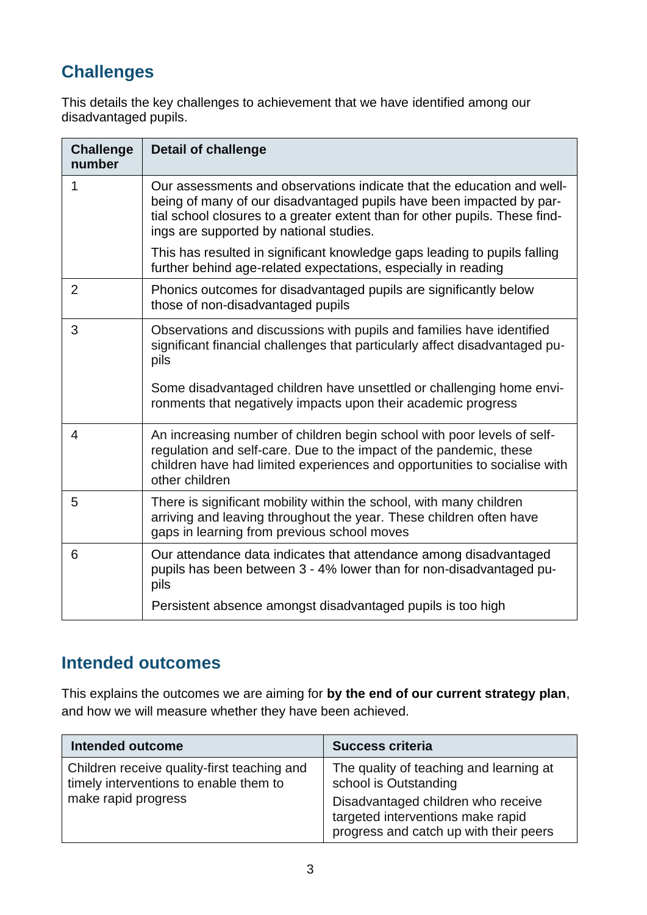## Challenges

This details the key challenges to achievement that we have identified among our disadvantaged pupils.

| Challenge number | Detail of challenge |
| --- | --- |
| 1 | Our assessments and observations indicate that the education and well-being of many of our disadvantaged pupils have been impacted by partial school closures to a greater extent than for other pupils. These findings are supported by national studies.<br><br>This has resulted in significant knowledge gaps leading to pupils falling further behind age-related expectations, especially in reading |
| 2 | Phonics outcomes for disadvantaged pupils are significantly below those of non-disadvantaged pupils |
| 3 | Observations and discussions with pupils and families have identified significant financial challenges that particularly affect disadvantaged pupils<br><br>Some disadvantaged children have unsettled or challenging home environments that negatively impacts upon their academic progress |
| 4 | An increasing number of children begin school with poor levels of self-regulation and self-care. Due to the impact of the pandemic, these children have had limited experiences and opportunities to socialise with other children |
| 5 | There is significant mobility within the school, with many children arriving and leaving throughout the year. These children often have gaps in learning from previous school moves |
| 6 | Our attendance data indicates that attendance among disadvantaged pupils has been between 3 - 4% lower than for non-disadvantaged pupils<br><br>Persistent absence amongst disadvantaged pupils is too high |

## Intended outcomes

This explains the outcomes we are aiming for **by the end of our current strategy plan**, and how we will measure whether they have been achieved.

| Intended outcome | Success criteria |
| --- | --- |
| Children receive quality-first teaching and timely interventions to enable them to make rapid progress | The quality of teaching and learning at school is Outstanding<br><br>Disadvantaged children who receive targeted interventions make rapid progress and catch up with their peers |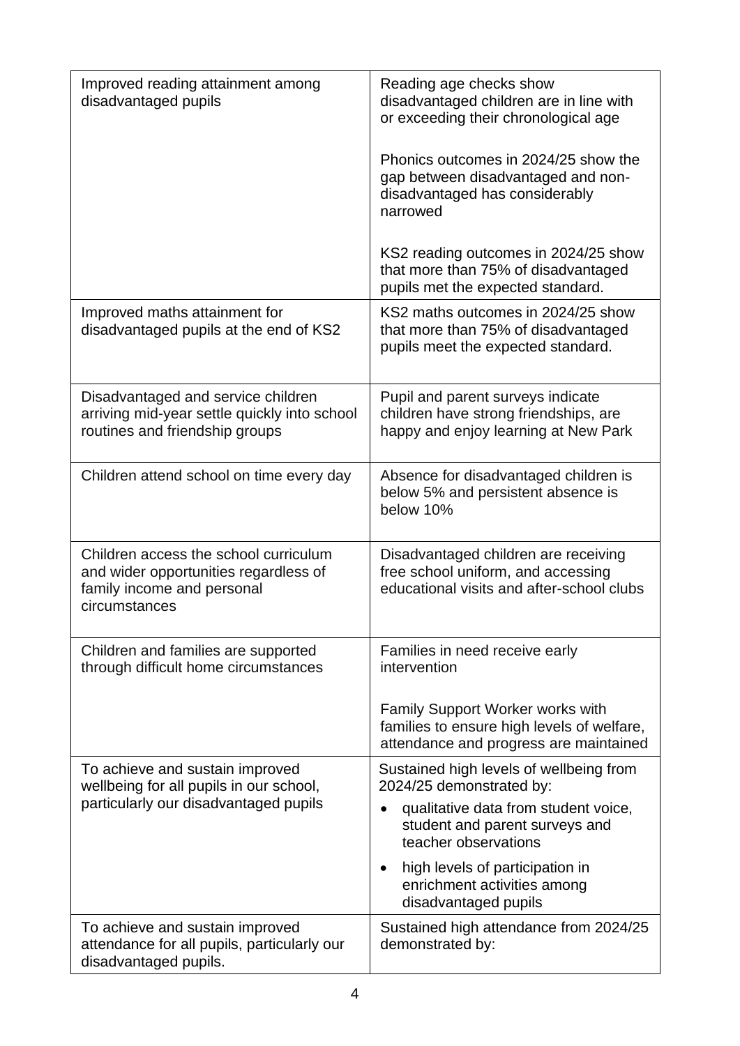| Improved reading attainment among disadvantaged pupils | Reading age checks show disadvantaged children are in line with or exceeding their chronological age<br><br>Phonics outcomes in 2024/25 show the gap between disadvantaged and non-disadvantaged has considerably narrowed<br><br>KS2 reading outcomes in 2024/25 show that more than 75% of disadvantaged pupils met the expected standard. |
|---|---|
| Improved maths attainment for disadvantaged pupils at the end of KS2 | KS2 maths outcomes in 2024/25 show that more than 75% of disadvantaged pupils meet the expected standard. |
| Disadvantaged and service children arriving mid-year settle quickly into school routines and friendship groups | Pupil and parent surveys indicate children have strong friendships, are happy and enjoy learning at New Park |
| Children attend school on time every day | Absence for disadvantaged children is below 5% and persistent absence is below 10% |
| Children access the school curriculum and wider opportunities regardless of family income and personal circumstances | Disadvantaged children are receiving free school uniform, and accessing educational visits and after-school clubs |
| Children and families are supported through difficult home circumstances | Families in need receive early intervention<br><br>Family Support Worker works with families to ensure high levels of welfare, attendance and progress are maintained |
| To achieve and sustain improved wellbeing for all pupils in our school, particularly our disadvantaged pupils | Sustained high levels of wellbeing from 2024/25 demonstrated by:<br>• qualitative data from student voice, student and parent surveys and teacher observations<br>• high levels of participation in enrichment activities among disadvantaged pupils |
| To achieve and sustain improved attendance for all pupils, particularly our disadvantaged pupils. | Sustained high attendance from 2024/25 demonstrated by: |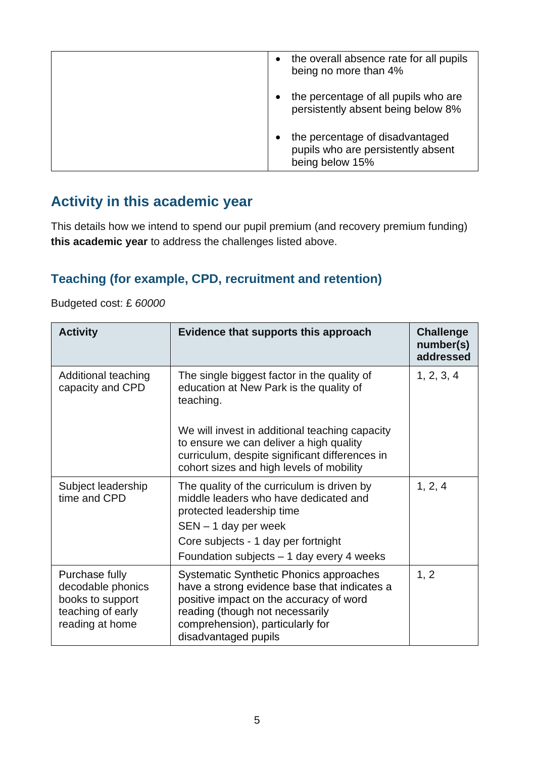| | |
|---|---|
| | • the overall absence rate for all pupils being no more than 4%<br>• the percentage of all pupils who are persistently absent being below 8%<br>• the percentage of disadvantaged pupils who are persistently absent being below 15% |

## Activity in this academic year

This details how we intend to spend our pupil premium (and recovery premium funding) **this academic year** to address the challenges listed above.

### Teaching (for example, CPD, recruitment and retention)

Budgeted cost: £ *60000*

| Activity | Evidence that supports this approach | Challenge number(s) addressed |
|---|---|---|
| Additional teaching capacity and CPD | The single biggest factor in the quality of education at New Park is the quality of teaching.<br><br>We will invest in additional teaching capacity to ensure we can deliver a high quality curriculum, despite significant differences in cohort sizes and high levels of mobility | 1, 2, 3, 4 |
| Subject leadership time and CPD | The quality of the curriculum is driven by middle leaders who have dedicated and protected leadership time<br>SEN – 1 day per week<br>Core subjects - 1 day per fortnight<br>Foundation subjects – 1 day every 4 weeks | 1, 2, 4 |
| Purchase fully decodable phonics books to support teaching of early reading at home | Systematic Synthetic Phonics approaches have a strong evidence base that indicates a positive impact on the accuracy of word reading (though not necessarily comprehension), particularly for disadvantaged pupils | 1, 2 |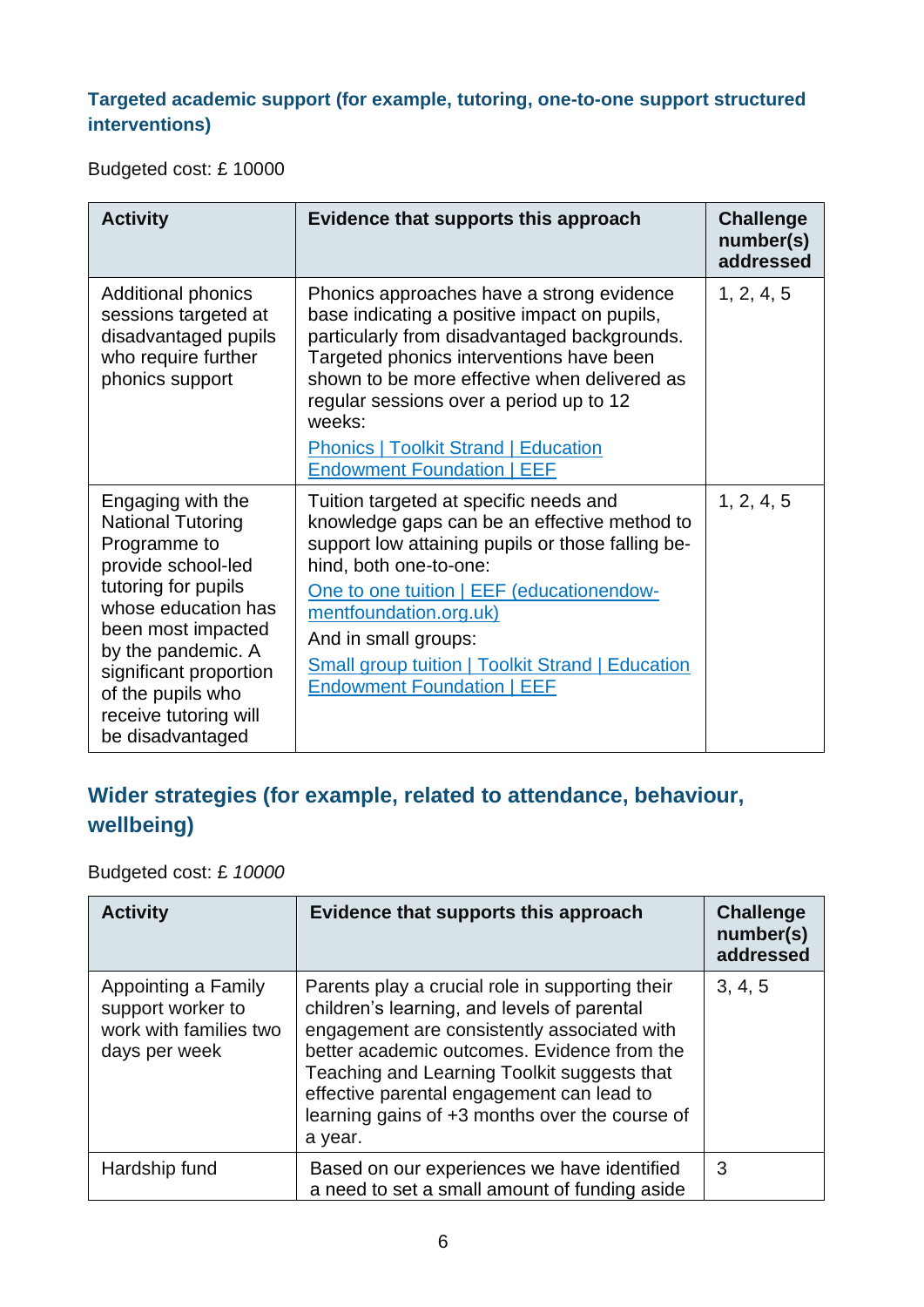### Targeted academic support (for example, tutoring, one-to-one support structured interventions)

Budgeted cost: £ 10000

| Activity | Evidence that supports this approach | Challenge number(s) addressed |
|---|---|---|
| Additional phonics sessions targeted at disadvantaged pupils who require further phonics support | Phonics approaches have a strong evidence base indicating a positive impact on pupils, particularly from disadvantaged backgrounds. Targeted phonics interventions have been shown to be more effective when delivered as regular sessions over a period up to 12 weeks: [Phonics \| Toolkit Strand \| Education Endowment Foundation \| EEF] | 1, 2, 4, 5 |
| Engaging with the National Tutoring Programme to provide school-led tutoring for pupils whose education has been most impacted by the pandemic. A significant proportion of the pupils who receive tutoring will be disadvantaged | Tuition targeted at specific needs and knowledge gaps can be an effective method to support low attaining pupils or those falling behind, both one-to-one: [One to one tuition \| EEF (educationendowmentfoundation.org.uk)] And in small groups: [Small group tuition \| Toolkit Strand \| Education Endowment Foundation \| EEF] | 1, 2, 4, 5 |

## Wider strategies (for example, related to attendance, behaviour, wellbeing)

Budgeted cost: £ *10000*

| Activity | Evidence that supports this approach | Challenge number(s) addressed |
|---|---|---|
| Appointing a Family support worker to work with families two days per week | Parents play a crucial role in supporting their children's learning, and levels of parental engagement are consistently associated with better academic outcomes. Evidence from the Teaching and Learning Toolkit suggests that effective parental engagement can lead to learning gains of +3 months over the course of a year. | 3, 4, 5 |
| Hardship fund | Based on our experiences we have identified a need to set a small amount of funding aside | 3 |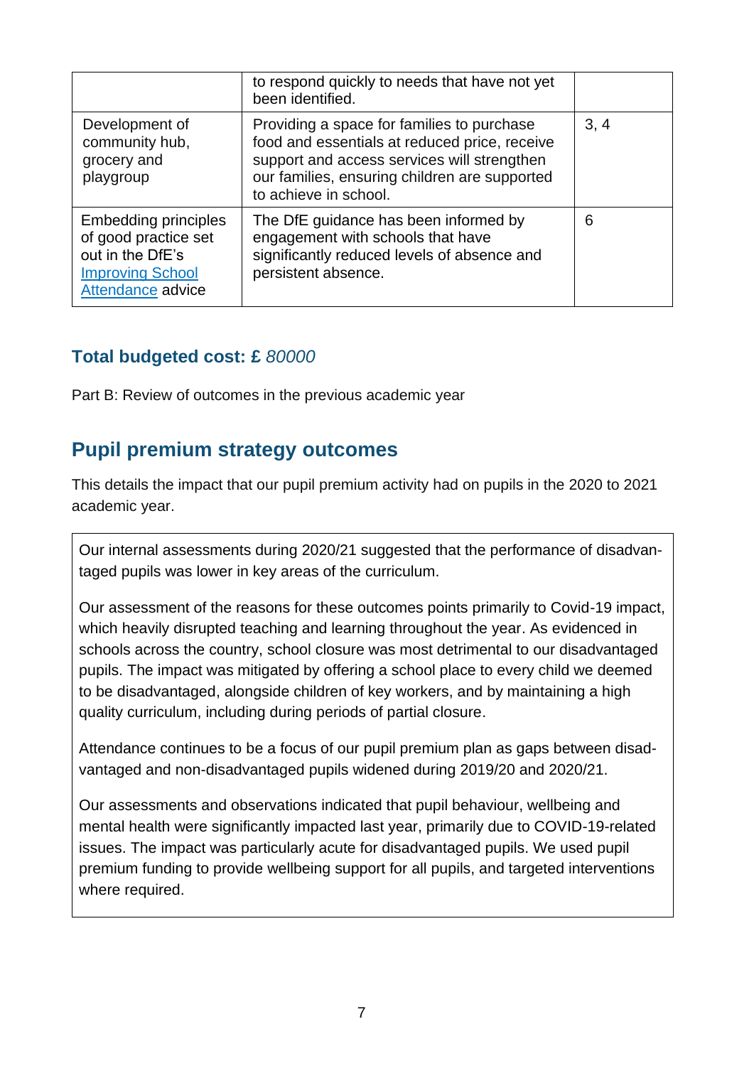| | | |
|---|---|---|
| | to respond quickly to needs that have not yet been identified. | |
| Development of community hub, grocery and playgroup | Providing a space for families to purchase food and essentials at reduced price, receive support and access services will strengthen our families, ensuring children are supported to achieve in school. | 3, 4 |
| Embedding principles of good practice set out in the DfE's [Improving School Attendance]() advice | The DfE guidance has been informed by engagement with schools that have significantly reduced levels of absence and persistent absence. | 6 |

### Total budgeted cost: £ *80000*

Part B: Review of outcomes in the previous academic year

## Pupil premium strategy outcomes

This details the impact that our pupil premium activity had on pupils in the 2020 to 2021 academic year.

Our internal assessments during 2020/21 suggested that the performance of disadvantaged pupils was lower in key areas of the curriculum.

Our assessment of the reasons for these outcomes points primarily to Covid-19 impact, which heavily disrupted teaching and learning throughout the year. As evidenced in schools across the country, school closure was most detrimental to our disadvantaged pupils. The impact was mitigated by offering a school place to every child we deemed to be disadvantaged, alongside children of key workers, and by maintaining a high quality curriculum, including during periods of partial closure.

Attendance continues to be a focus of our pupil premium plan as gaps between disadvantaged and non-disadvantaged pupils widened during 2019/20 and 2020/21.

Our assessments and observations indicated that pupil behaviour, wellbeing and mental health were significantly impacted last year, primarily due to COVID-19-related issues. The impact was particularly acute for disadvantaged pupils. We used pupil premium funding to provide wellbeing support for all pupils, and targeted interventions where required.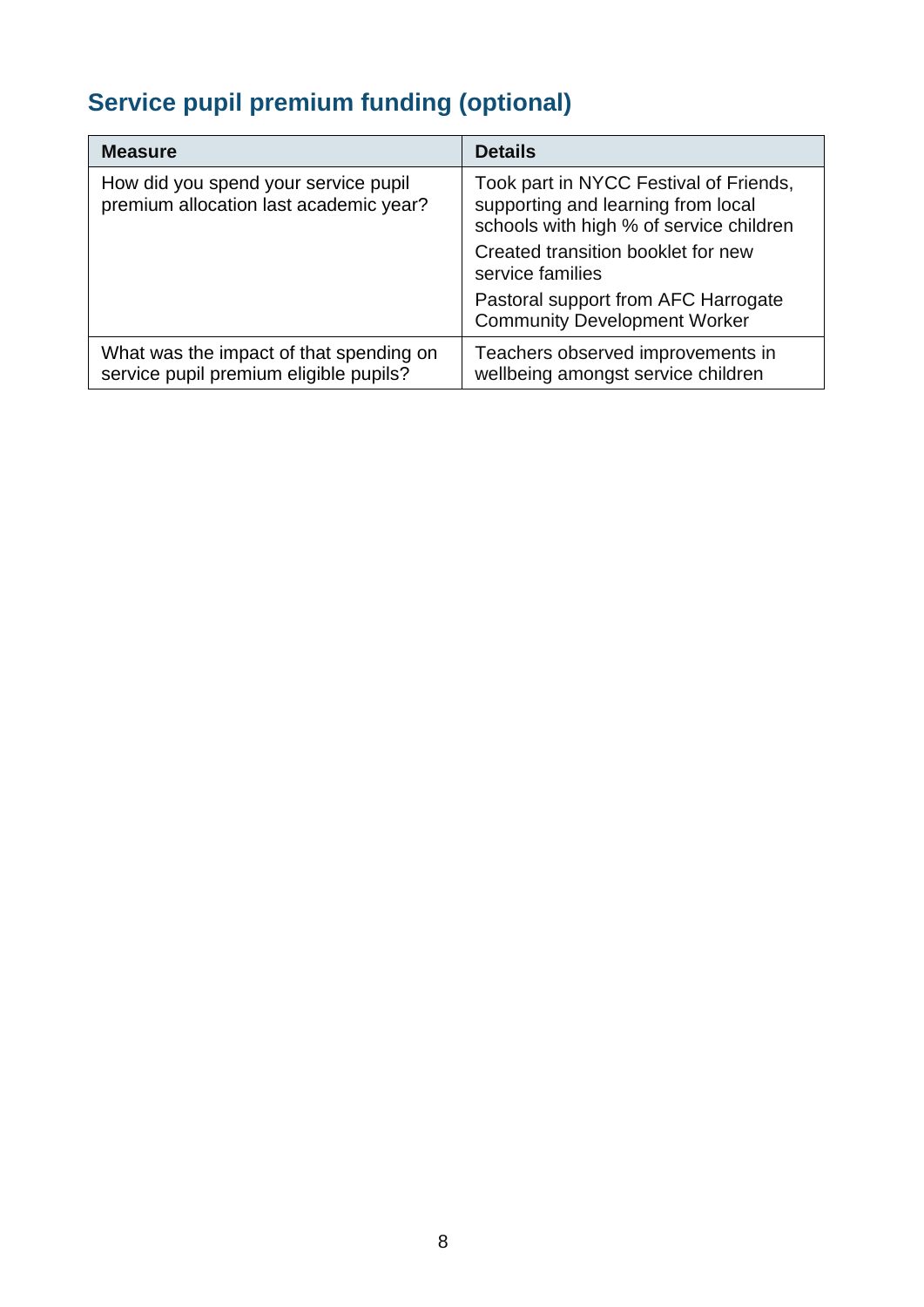## Service pupil premium funding (optional)

| Measure | Details |
|---|---|
| How did you spend your service pupil premium allocation last academic year? | Took part in NYCC Festival of Friends, supporting and learning from local schools with high % of service children<br>Created transition booklet for new service families<br>Pastoral support from AFC Harrogate Community Development Worker |
| What was the impact of that spending on service pupil premium eligible pupils? | Teachers observed improvements in wellbeing amongst service children |